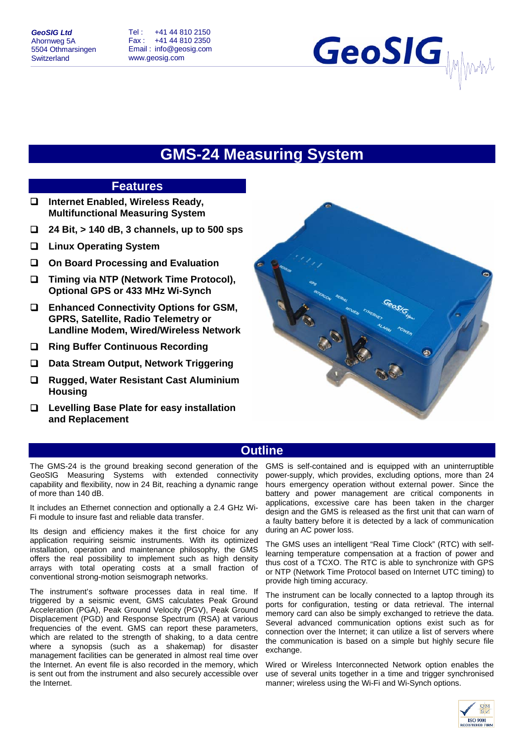**GeoSIG Ltd**
Ahornweg 5A
5504 Othmarsingen
Switzerland

Tel : +41 44 810 2150
Fax : +41 44 810 2350
Email : info@geosig.com
www.geosig.com

# GMS-24 Measuring System

## Features

- **Internet Enabled, Wireless Ready, Multifunctional Measuring System**
- **24 Bit, > 140 dB, 3 channels, up to 500 sps**
- **Linux Operating System**
- **On Board Processing and Evaluation**
- **Timing via NTP (Network Time Protocol), Optional GPS or 433 MHz Wi-Synch**
- **Enhanced Connectivity Options for GSM, GPRS, Satellite, Radio Telemetry or Landline Modem, Wired/Wireless Network**
- **Ring Buffer Continuous Recording**
- **Data Stream Output, Network Triggering**
- **Rugged, Water Resistant Cast Aluminium Housing**
- **Levelling Base Plate for easy installation and Replacement**

## Outline

The GMS-24 is the ground breaking second generation of the GeoSIG Measuring Systems with extended connectivity capability and flexibility, now in 24 Bit, reaching a dynamic range of more than 140 dB.

It includes an Ethernet connection and optionally a 2.4 GHz Wi-Fi module to insure fast and reliable data transfer.

Its design and efficiency makes it the first choice for any application requiring seismic instruments. With its optimized installation, operation and maintenance philosophy, the GMS offers the real possibility to implement such as high density arrays with total operating costs at a small fraction of conventional strong-motion seismograph networks.

The instrument's software processes data in real time. If triggered by a seismic event, GMS calculates Peak Ground Acceleration (PGA), Peak Ground Velocity (PGV), Peak Ground Displacement (PGD) and Response Spectrum (RSA) at various frequencies of the event. GMS can report these parameters, which are related to the strength of shaking, to a data centre where a synopsis (such as a shakemap) for disaster management facilities can be generated in almost real time over the Internet. An event file is also recorded in the memory, which is sent out from the instrument and also securely accessible over the Internet.

GMS is self-contained and is equipped with an uninterruptible power-supply, which provides, excluding options, more than 24 hours emergency operation without external power. Since the battery and power management are critical components in applications, excessive care has been taken in the charger design and the GMS is released as the first unit that can warn of a faulty battery before it is detected by a lack of communication during an AC power loss.

The GMS uses an intelligent "Real Time Clock" (RTC) with self-learning temperature compensation at a fraction of power and thus cost of a TCXO. The RTC is able to synchronize with GPS or NTP (Network Time Protocol based on Internet UTC timing) to provide high timing accuracy.

The instrument can be locally connected to a laptop through its ports for configuration, testing or data retrieval. The internal memory card can also be simply exchanged to retrieve the data. Several advanced communication options exist such as for connection over the Internet; it can utilize a list of servers where the communication is based on a simple but highly secure file exchange.

Wired or Wireless Interconnected Network option enables the use of several units together in a time and trigger synchronised manner; wireless using the Wi-Fi and Wi-Synch options.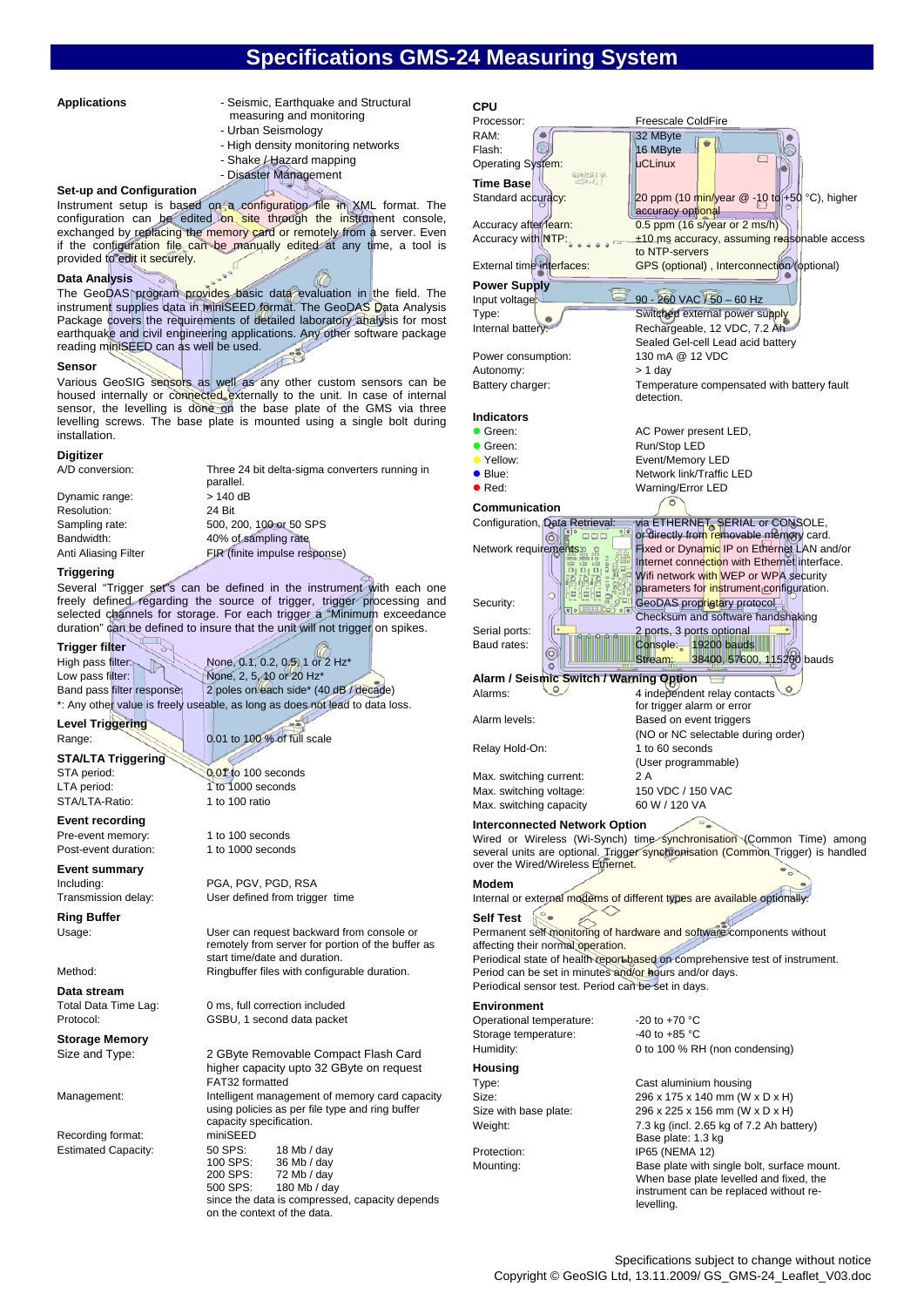# Specifications GMS-24 Measuring System

## Applications

- Seismic, Earthquake and Structural measuring and monitoring
- Urban Seismology
- High density monitoring networks
- Shake / Hazard mapping
- Disaster Management

## Set-up and Configuration

Instrument setup is based on a configuration file in XML format. The configuration can be edited on site through the instrument console, exchanged by replacing the memory card or remotely from a server. Even if the configuration file can be manually edited at any time, a tool is provided to edit it securely.

## Data Analysis

The GeoDAS program provides basic data evaluation in the field. The instrument supplies data in miniSEED format. The GeoDAS Data Analysis Package covers the requirements of detailed laboratory analysis for most earthquake and civil engineering applications. Any other software package reading miniSEED can as well be used.

## Sensor

Various GeoSIG sensors as well as any other custom sensors can be housed internally or connected externally to the unit. In case of internal sensor, the levelling is done on the base plate of the GMS via three levelling screws. The base plate is mounted using a single bolt during installation.

## Digitizer

| | |
|---|---|
| A/D conversion: | Three 24 bit delta-sigma converters running in parallel. |
| Dynamic range: | > 140 dB |
| Resolution: | 24 Bit |
| Sampling rate: | 500, 200, 100 or 50 SPS |
| Bandwidth: | 40% of sampling rate |
| Anti Aliasing Filter | FIR (finite impulse response) |

## Triggering

Several "Trigger set"s can be defined in the instrument with each one freely defined regarding the source of trigger, trigger processing and selected channels for storage. For each trigger a "Minimum exceedance duration" can be defined to insure that the unit will not trigger on spikes.

## Trigger filter

| | |
|---|---|
| High pass filter: | None, 0.1, 0.2, 0.5, 1 or 2 Hz* |
| Low pass filter: | None, 2, 5, 10 or 20 Hz* |
| Band pass filter response: | 2 poles on each side* (40 dB / decade) |

*: Any other value is freely useable, as long as does not lead to data loss.

## Level Triggering

| | |
|---|---|
| Range: | 0.01 to 100 % of full scale |

## STA/LTA Triggering

| | |
|---|---|
| STA period: | 0.01 to 100 seconds |
| LTA period: | 1 to 1000 seconds |
| STA/LTA-Ratio: | 1 to 100 ratio |

## Event recording

| | |
|---|---|
| Pre-event memory: | 1 to 100 seconds |
| Post-event duration: | 1 to 1000 seconds |

## Event summary

| | |
|---|---|
| Including: | PGA, PGV, PGD, RSA |
| Transmission delay: | User defined from trigger time |

## Ring Buffer

| | |
|---|---|
| Usage: | User can request backward from console or remotely from server for portion of the buffer as start time/date and duration. |
| Method: | Ringbuffer files with configurable duration. |

## Data stream

| | |
|---|---|
| Total Data Time Lag: | 0 ms, full correction included |
| Protocol: | GSBU, 1 second data packet |

## Storage Memory

| | |
|---|---|
| Size and Type: | 2 GByte Removable Compact Flash Card higher capacity upto 32 GByte on request FAT32 formatted |
| Management: | Intelligent management of memory card capacity using policies as per file type and ring buffer capacity specification. |
| Recording format: | miniSEED |
| Estimated Capacity: | 50 SPS: 18 Mb / day<br>100 SPS: 36 Mb / day<br>200 SPS: 72 Mb / day<br>500 SPS: 180 Mb / day<br>since the data is compressed, capacity depends on the context of the data. |

## CPU

| | |
|---|---|
| Processor: | Freescale ColdFire |
| RAM: | 32 MByte |
| Flash: | 16 MByte |
| Operating System: | uCLinux |

## Time Base

| | |
|---|---|
| Standard accuracy: | 20 ppm (10 min/year @ -10 to +50 °C), higher accuracy optional |
| Accuracy after learn: | 0.5 ppm (16 s/year or 2 ms/h) |
| Accuracy with NTP: | ±10 ms accuracy, assuming reasonable access to NTP-servers |
| External time interfaces: | GPS (optional) , Interconnection (optional) |

## Power Supply

| | |
|---|---|
| Input voltage: | 90 - 260 VAC / 50 – 60 Hz |
| Type: | Switched external power supply |
| Internal battery: | Rechargeable, 12 VDC, 7.2 Ah<br>Sealed Gel-cell Lead acid battery |
| Power consumption: | 130 mA @ 12 VDC |
| Autonomy: | > 1 day |
| Battery charger: | Temperature compensated with battery fault detection. |

## Indicators

| | |
|---|---|
| ● Green: | AC Power present LED, |
| ● Green: | Run/Stop LED |
| ● Yellow: | Event/Memory LED |
| ● Blue: | Network link/Traffic LED |
| ● Red: | Warning/Error LED |

## Communication

| | |
|---|---|
| Configuration, Data Retrieval: | via ETHERNET, SERIAL or CONSOLE, or directly from removable memory card. |
| Network requirements: | Fixed or Dynamic IP on Ethernet LAN and/or Internet connection with Ethernet interface.<br>Wifi network with WEP or WPA security parameters for instrument configuration. |
| Security: | GeoDAS proprietary protocol<br>Checksum and software handshaking |
| Serial ports: | 2 ports, 3 ports optional |
| Baud rates: | Console: 19200 bauds<br>Stream: 38400, 57600, 115200 bauds |

## Alarm / Seismic Switch / Warning Option

| | |
|---|---|
| Alarms: | 4 independent relay contacts for trigger alarm or error |
| Alarm levels: | Based on event triggers<br>(NO or NC selectable during order) |
| Relay Hold-On: | 1 to 60 seconds<br>(User programmable) |
| Max. switching current: | 2 A |
| Max. switching voltage: | 150 VDC / 150 VAC |
| Max. switching capacity | 60 W / 120 VA |

## Interconnected Network Option

Wired or Wireless (Wi-Synch) time synchronisation (Common Time) among several units are optional. Trigger synchronisation (Common Trigger) is handled over the Wired/Wireless Ethernet.

## Modem

Internal or external modems of different types are available optionally.

## Self Test

Permanent self monitoring of hardware and software components without affecting their normal operation.

Periodical state of health report based on comprehensive test of instrument. Period can be set in minutes and/or hours and/or days.

Periodical sensor test. Period can be set in days.

## Environment

| | |
|---|---|
| Operational temperature: | -20 to +70 °C |
| Storage temperature: | -40 to +85 °C |
| Humidity: | 0 to 100 % RH (non condensing) |

## Housing

| | |
|---|---|
| Type: | Cast aluminium housing |
| Size: | 296 x 175 x 140 mm (W x D x H) |
| Size with base plate: | 296 x 225 x 156 mm (W x D x H) |
| Weight: | 7.3 kg (incl. 2.65 kg of 7.2 Ah battery)<br>Base plate: 1.3 kg |
| Protection: | IP65 (NEMA 12) |
| Mounting: | Base plate with single bolt, surface mount. When base plate levelled and fixed, the instrument can be replaced without re-levelling. |

Specifications subject to change without notice
Copyright © GeoSIG Ltd, 13.11.2009/ GS_GMS-24_Leaflet_V03.doc